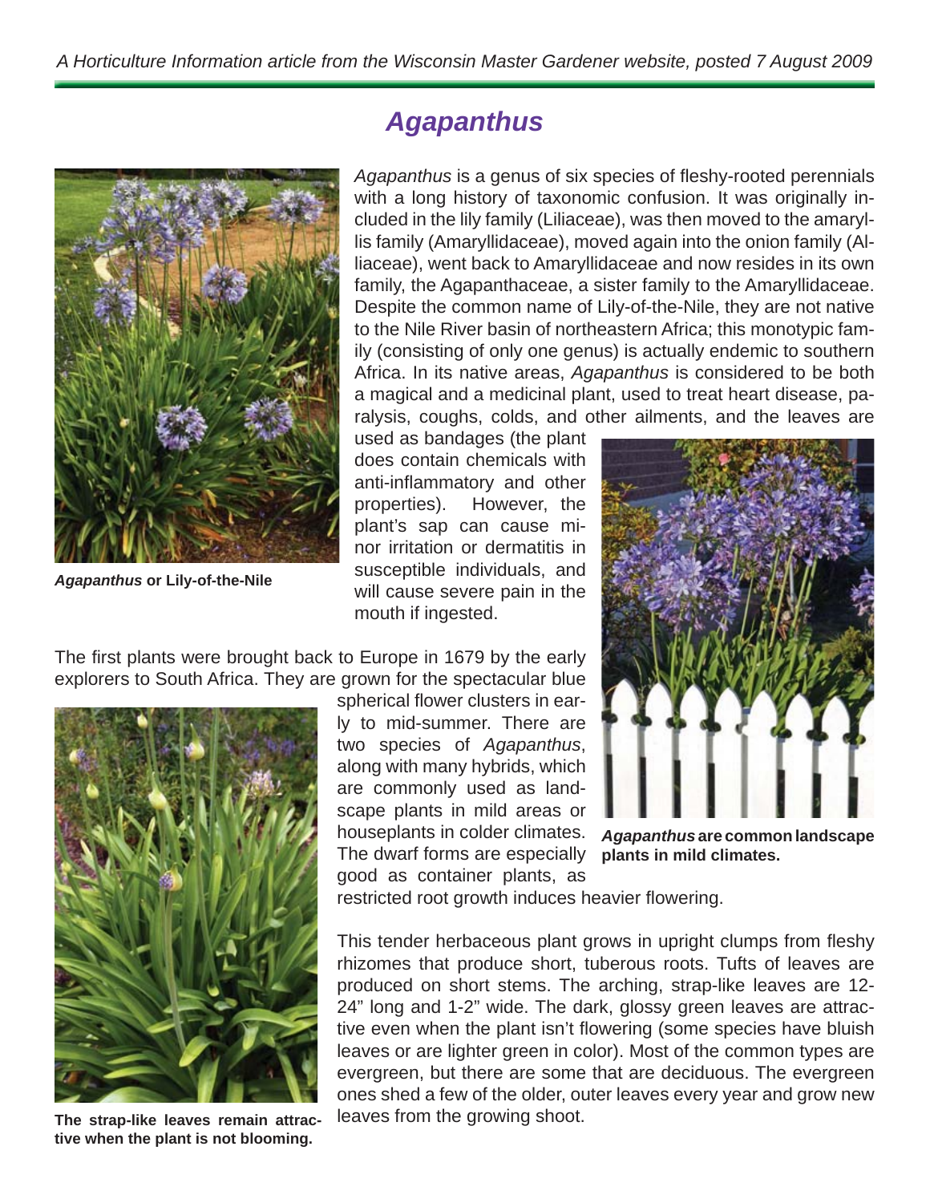# *Agapanthus*

*Agapanthus* is a genus of six species of fleshy-rooted perennials with a long history of taxonomic confusion. It was originally included in the lily family (Liliaceae), was then moved to the amaryllis family (Amaryllidaceae), moved again into the onion family (Alliaceae), went back to Amaryllidaceae and now resides in its own family, the Agapanthaceae, a sister family to the Amaryllidaceae. Despite the common name of Lily-of-the-Nile, they are not native to the Nile River basin of northeastern Africa; this monotypic family (consisting of only one genus) is actually endemic to southern Africa. In its native areas, *Agapanthus* is considered to be both a magical and a medicinal plant, used to treat heart disease, paralysis, coughs, colds, and other ailments, and the leaves are used as bandages (the plant does contain chemicals with anti-inflammatory and other properties). However, the plant's sap can cause minor irritation or dermatitis in susceptible individuals, and will cause severe pain in the mouth if ingested.

***Agapanthus*** **or Lily-of-the-Nile**

The first plants were brought back to Europe in 1679 by the early explorers to South Africa. They are grown for the spectacular blue spherical flower clusters in early to mid-summer. There are two species of *Agapanthus*, along with many hybrids, which are commonly used as landscape plants in mild areas or houseplants in colder climates. The dwarf forms are especially good as container plants, as restricted root growth induces heavier flowering.

***Agapanthus*** **are common landscape plants in mild climates.**

This tender herbaceous plant grows in upright clumps from fleshy rhizomes that produce short, tuberous roots. Tufts of leaves are produced on short stems. The arching, strap-like leaves are 12-24" long and 1-2" wide. The dark, glossy green leaves are attractive even when the plant isn't flowering (some species have bluish leaves or are lighter green in color). Most of the common types are evergreen, but there are some that are deciduous. The evergreen ones shed a few of the older, outer leaves every year and grow new leaves from the growing shoot.

**The strap-like leaves remain attractive when the plant is not blooming.**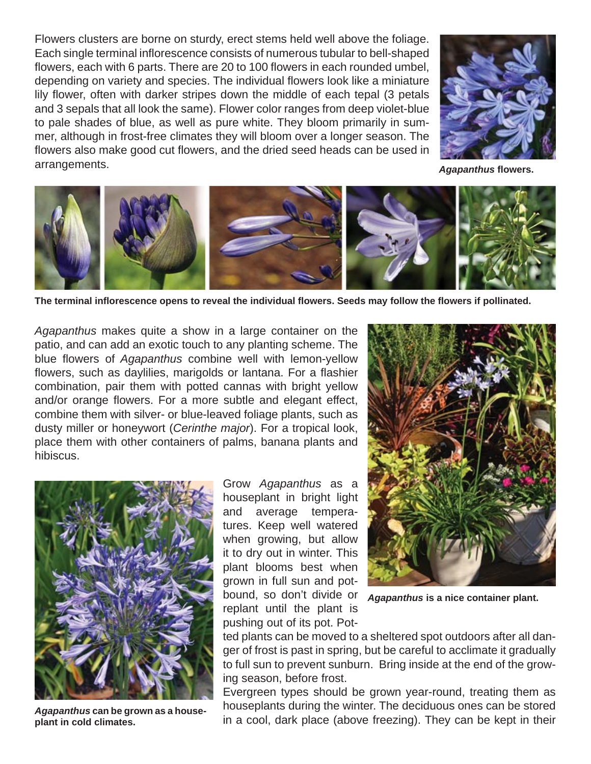Flowers clusters are borne on sturdy, erect stems held well above the foliage. Each single terminal inflorescence consists of numerous tubular to bell-shaped flowers, each with 6 parts. There are 20 to 100 flowers in each rounded umbel, depending on variety and species. The individual flowers look like a miniature lily flower, often with darker stripes down the middle of each tepal (3 petals and 3 sepals that all look the same). Flower color ranges from deep violet-blue to pale shades of blue, as well as pure white. They bloom primarily in summer, although in frost-free climates they will bloom over a longer season. The flowers also make good cut flowers, and the dried seed heads can be used in arrangements.

***Agapanthus* flowers.**

**The terminal inflorescence opens to reveal the individual flowers. Seeds may follow the flowers if pollinated.**

*Agapanthus* makes quite a show in a large container on the patio, and can add an exotic touch to any planting scheme. The blue flowers of *Agapanthus* combine well with lemon-yellow flowers, such as daylilies, marigolds or lantana. For a flashier combination, pair them with potted cannas with bright yellow and/or orange flowers. For a more subtle and elegant effect, combine them with silver- or blue-leaved foliage plants, such as dusty miller or honeywort (*Cerinthe major*). For a tropical look, place them with other containers of palms, banana plants and hibiscus.

***Agapanthus* is a nice container plant.**

***Agapanthus* can be grown as a houseplant in cold climates.**

Grow *Agapanthus* as a houseplant in bright light and average temperatures. Keep well watered when growing, but allow it to dry out in winter. This plant blooms best when grown in full sun and potbound, so don't divide or replant until the plant is pushing out of its pot. Potted plants can be moved to a sheltered spot outdoors after all danger of frost is past in spring, but be careful to acclimate it gradually to full sun to prevent sunburn. Bring inside at the end of the growing season, before frost.

Evergreen types should be grown year-round, treating them as houseplants during the winter. The deciduous ones can be stored in a cool, dark place (above freezing). They can be kept in their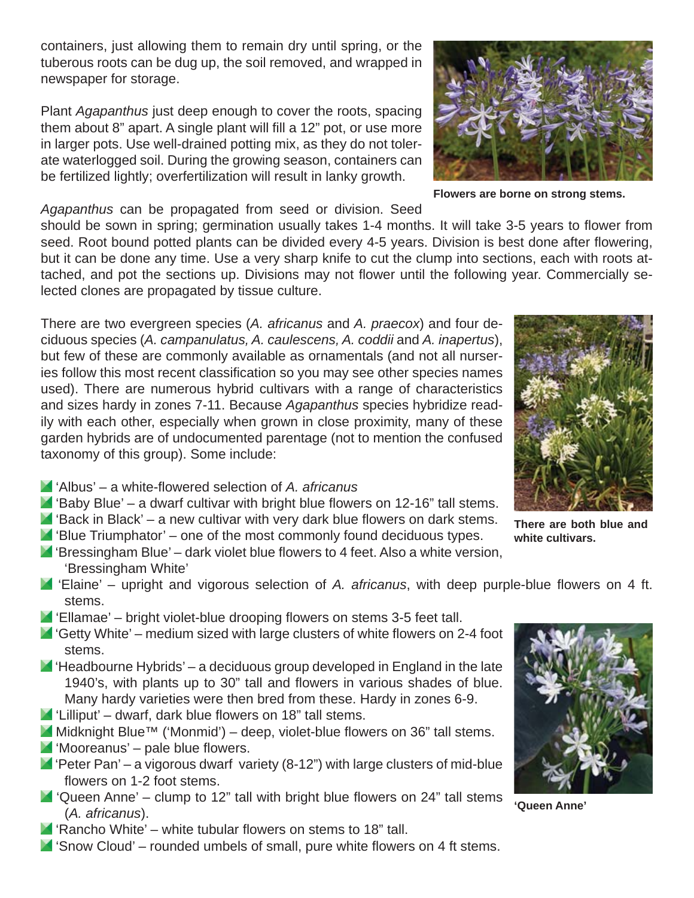containers, just allowing them to remain dry until spring, or the tuberous roots can be dug up, the soil removed, and wrapped in newspaper for storage.

Plant *Agapanthus* just deep enough to cover the roots, spacing them about 8" apart. A single plant will fill a 12" pot, or use more in larger pots. Use well-drained potting mix, as they do not tolerate waterlogged soil. During the growing season, containers can be fertilized lightly; overfertilization will result in lanky growth.

**Flowers are borne on strong stems.**

*Agapanthus* can be propagated from seed or division. Seed should be sown in spring; germination usually takes 1-4 months. It will take 3-5 years to flower from seed. Root bound potted plants can be divided every 4-5 years. Division is best done after flowering, but it can be done any time. Use a very sharp knife to cut the clump into sections, each with roots attached, and pot the sections up. Divisions may not flower until the following year. Commercially selected clones are propagated by tissue culture.

There are two evergreen species (*A. africanus* and *A. praecox*) and four deciduous species (*A. campanulatus, A. caulescens, A. coddii* and *A. inapertus*), but few of these are commonly available as ornamentals (and not all nurseries follow this most recent classification so you may see other species names used). There are numerous hybrid cultivars with a range of characteristics and sizes hardy in zones 7-11. Because *Agapanthus* species hybridize readily with each other, especially when grown in close proximity, many of these garden hybrids are of undocumented parentage (not to mention the confused taxonomy of this group). Some include:

**There are both blue and white cultivars.**

- 'Albus' – a white-flowered selection of *A. africanus*
- 'Baby Blue' – a dwarf cultivar with bright blue flowers on 12-16" tall stems.
- 'Back in Black' – a new cultivar with very dark blue flowers on dark stems.
- 'Blue Triumphator' – one of the most commonly found deciduous types.
- 'Bressingham Blue' – dark violet blue flowers to 4 feet. Also a white version, 'Bressingham White'
- 'Elaine' – upright and vigorous selection of *A. africanus*, with deep purple-blue flowers on 4 ft. stems.
- 'Ellamae' – bright violet-blue drooping flowers on stems 3-5 feet tall.
- 'Getty White' – medium sized with large clusters of white flowers on 2-4 foot stems.
- 'Headbourne Hybrids' – a deciduous group developed in England in the late 1940's, with plants up to 30" tall and flowers in various shades of blue. Many hardy varieties were then bred from these. Hardy in zones 6-9.
- 'Lilliput' – dwarf, dark blue flowers on 18" tall stems.
- Midknight Blue™ ('Monmid') – deep, violet-blue flowers on 36" tall stems.
- 'Mooreanus' – pale blue flowers.
- 'Peter Pan' – a vigorous dwarf variety (8-12") with large clusters of mid-blue flowers on 1-2 foot stems.
- 'Queen Anne' – clump to 12" tall with bright blue flowers on 24" tall stems (*A. africanus*).
- 'Rancho White' – white tubular flowers on stems to 18" tall.
- 'Snow Cloud' – rounded umbels of small, pure white flowers on 4 ft stems.

**'Queen Anne'**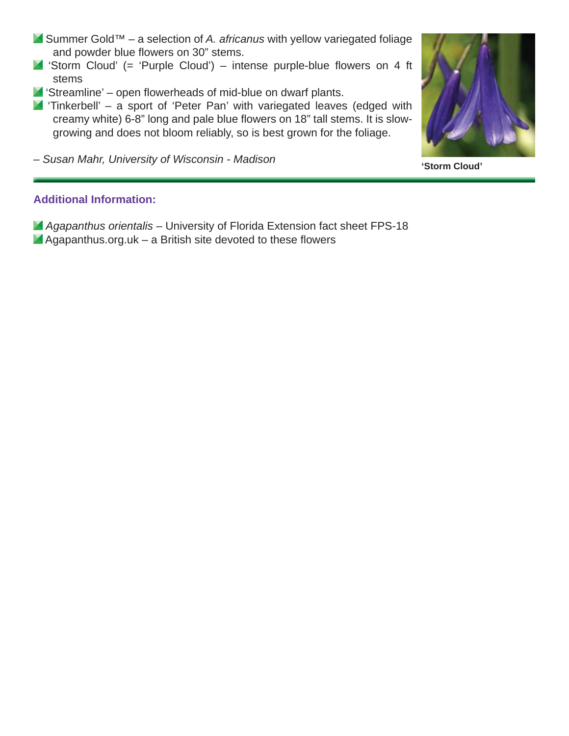- Summer Gold™ – a selection of *A. africanus* with yellow variegated foliage and powder blue flowers on 30" stems.
- 'Storm Cloud' (= 'Purple Cloud') – intense purple-blue flowers on 4 ft stems
- 'Streamline' – open flowerheads of mid-blue on dwarf plants.
- 'Tinkerbell' – a sport of 'Peter Pan' with variegated leaves (edged with creamy white) 6-8" long and pale blue flowers on 18" tall stems. It is slow-growing and does not bloom reliably, so is best grown for the foliage.

– *Susan Mahr, University of Wisconsin - Madison*

**'Storm Cloud'**

### Additional Information:

- *Agapanthus orientalis* – University of Florida Extension fact sheet FPS-18
- Agapanthus.org.uk – a British site devoted to these flowers